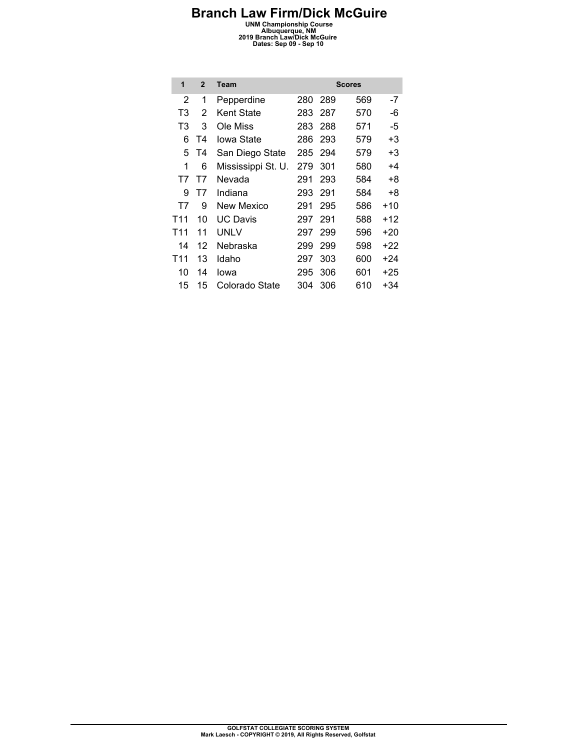# Branch Law Firm/Dick McGuire

**UNM Championship Course**
**Albuquerque, NM**
**2019 Branch Law/Dick McGuire**
**Dates: Sep 09 - Sep 10**

| 1 | 2 | Team | Scores | | | |
|---|---|---|---|---|---|---|
| 2 | 1 | Pepperdine | 280 | 289 | 569 | -7 |
| T3 | 2 | Kent State | 283 | 287 | 570 | -6 |
| T3 | 3 | Ole Miss | 283 | 288 | 571 | -5 |
| 6 | T4 | Iowa State | 286 | 293 | 579 | +3 |
| 5 | T4 | San Diego State | 285 | 294 | 579 | +3 |
| 1 | 6 | Mississippi St. U. | 279 | 301 | 580 | +4 |
| T7 | T7 | Nevada | 291 | 293 | 584 | +8 |
| 9 | T7 | Indiana | 293 | 291 | 584 | +8 |
| T7 | 9 | New Mexico | 291 | 295 | 586 | +10 |
| T11 | 10 | UC Davis | 297 | 291 | 588 | +12 |
| T11 | 11 | UNLV | 297 | 299 | 596 | +20 |
| 14 | 12 | Nebraska | 299 | 299 | 598 | +22 |
| T11 | 13 | Idaho | 297 | 303 | 600 | +24 |
| 10 | 14 | Iowa | 295 | 306 | 601 | +25 |
| 15 | 15 | Colorado State | 304 | 306 | 610 | +34 |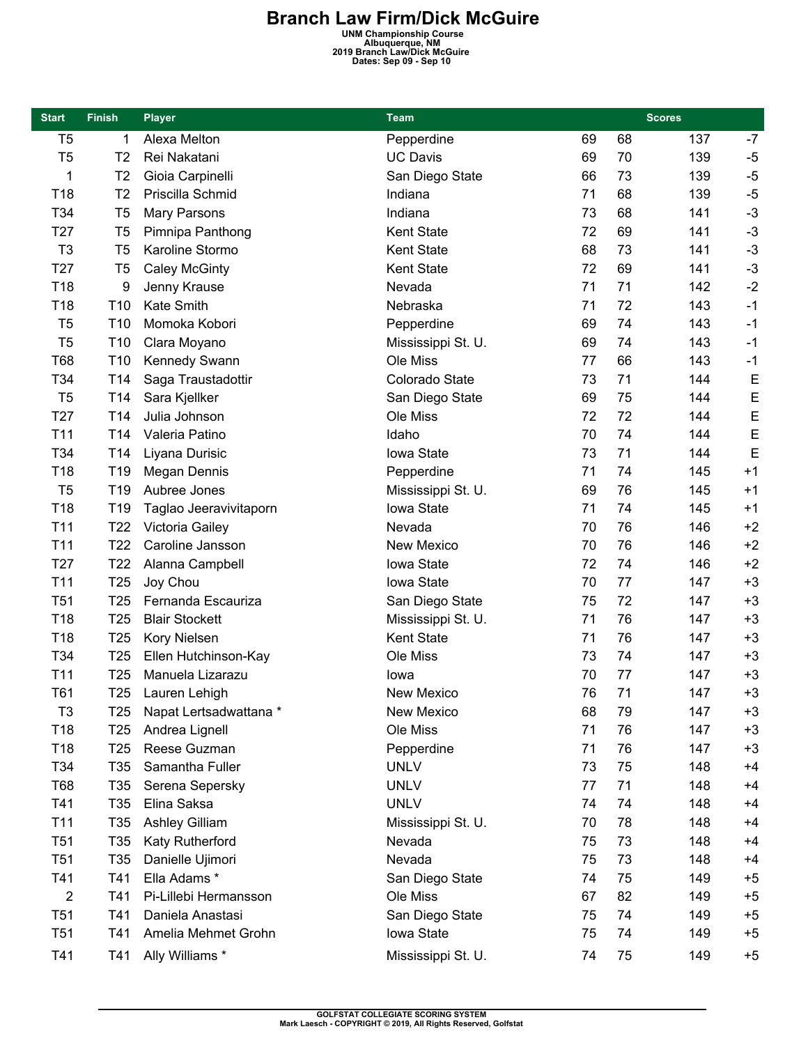# Branch Law Firm/Dick McGuire

**UNM Championship Course**
**Albuquerque, NM**
**2019 Branch Law/Dick McGuire**
**Dates: Sep 09 - Sep 10**

| Start | Finish | Player | Team | Scores | | | |
|---|---|---|---|---|---|---|---|
| T5 | 1 | Alexa Melton | Pepperdine | 69 | 68 | 137 | -7 |
| T5 | T2 | Rei Nakatani | UC Davis | 69 | 70 | 139 | -5 |
| 1 | T2 | Gioia Carpinelli | San Diego State | 66 | 73 | 139 | -5 |
| T18 | T2 | Priscilla Schmid | Indiana | 71 | 68 | 139 | -5 |
| T34 | T5 | Mary Parsons | Indiana | 73 | 68 | 141 | -3 |
| T27 | T5 | Pimnipa Panthong | Kent State | 72 | 69 | 141 | -3 |
| T3 | T5 | Karoline Stormo | Kent State | 68 | 73 | 141 | -3 |
| T27 | T5 | Caley McGinty | Kent State | 72 | 69 | 141 | -3 |
| T18 | 9 | Jenny Krause | Nevada | 71 | 71 | 142 | -2 |
| T18 | T10 | Kate Smith | Nebraska | 71 | 72 | 143 | -1 |
| T5 | T10 | Momoka Kobori | Pepperdine | 69 | 74 | 143 | -1 |
| T5 | T10 | Clara Moyano | Mississippi St. U. | 69 | 74 | 143 | -1 |
| T68 | T10 | Kennedy Swann | Ole Miss | 77 | 66 | 143 | -1 |
| T34 | T14 | Saga Traustadottir | Colorado State | 73 | 71 | 144 | E |
| T5 | T14 | Sara Kjellker | San Diego State | 69 | 75 | 144 | E |
| T27 | T14 | Julia Johnson | Ole Miss | 72 | 72 | 144 | E |
| T11 | T14 | Valeria Patino | Idaho | 70 | 74 | 144 | E |
| T34 | T14 | Liyana Durisic | Iowa State | 73 | 71 | 144 | E |
| T18 | T19 | Megan Dennis | Pepperdine | 71 | 74 | 145 | +1 |
| T5 | T19 | Aubree Jones | Mississippi St. U. | 69 | 76 | 145 | +1 |
| T18 | T19 | Taglao Jeeravivitaporn | Iowa State | 71 | 74 | 145 | +1 |
| T11 | T22 | Victoria Gailey | Nevada | 70 | 76 | 146 | +2 |
| T11 | T22 | Caroline Jansson | New Mexico | 70 | 76 | 146 | +2 |
| T27 | T22 | Alanna Campbell | Iowa State | 72 | 74 | 146 | +2 |
| T11 | T25 | Joy Chou | Iowa State | 70 | 77 | 147 | +3 |
| T51 | T25 | Fernanda Escauriza | San Diego State | 75 | 72 | 147 | +3 |
| T18 | T25 | Blair Stockett | Mississippi St. U. | 71 | 76 | 147 | +3 |
| T18 | T25 | Kory Nielsen | Kent State | 71 | 76 | 147 | +3 |
| T34 | T25 | Ellen Hutchinson-Kay | Ole Miss | 73 | 74 | 147 | +3 |
| T11 | T25 | Manuela Lizarazu | Iowa | 70 | 77 | 147 | +3 |
| T61 | T25 | Lauren Lehigh | New Mexico | 76 | 71 | 147 | +3 |
| T3 | T25 | Napat Lertsadwattana * | New Mexico | 68 | 79 | 147 | +3 |
| T18 | T25 | Andrea Lignell | Ole Miss | 71 | 76 | 147 | +3 |
| T18 | T25 | Reese Guzman | Pepperdine | 71 | 76 | 147 | +3 |
| T34 | T35 | Samantha Fuller | UNLV | 73 | 75 | 148 | +4 |
| T68 | T35 | Serena Sepersky | UNLV | 77 | 71 | 148 | +4 |
| T41 | T35 | Elina Saksa | UNLV | 74 | 74 | 148 | +4 |
| T11 | T35 | Ashley Gilliam | Mississippi St. U. | 70 | 78 | 148 | +4 |
| T51 | T35 | Katy Rutherford | Nevada | 75 | 73 | 148 | +4 |
| T51 | T35 | Danielle Ujimori | Nevada | 75 | 73 | 148 | +4 |
| T41 | T41 | Ella Adams * | San Diego State | 74 | 75 | 149 | +5 |
| 2 | T41 | Pi-Lillebi Hermansson | Ole Miss | 67 | 82 | 149 | +5 |
| T51 | T41 | Daniela Anastasi | San Diego State | 75 | 74 | 149 | +5 |
| T51 | T41 | Amelia Mehmet Grohn | Iowa State | 75 | 74 | 149 | +5 |
| T41 | T41 | Ally Williams * | Mississippi St. U. | 74 | 75 | 149 | +5 |

GOLFSTAT COLLEGIATE SCORING SYSTEM
Mark Laesch - COPYRIGHT © 2019, All Rights Reserved, Golfstat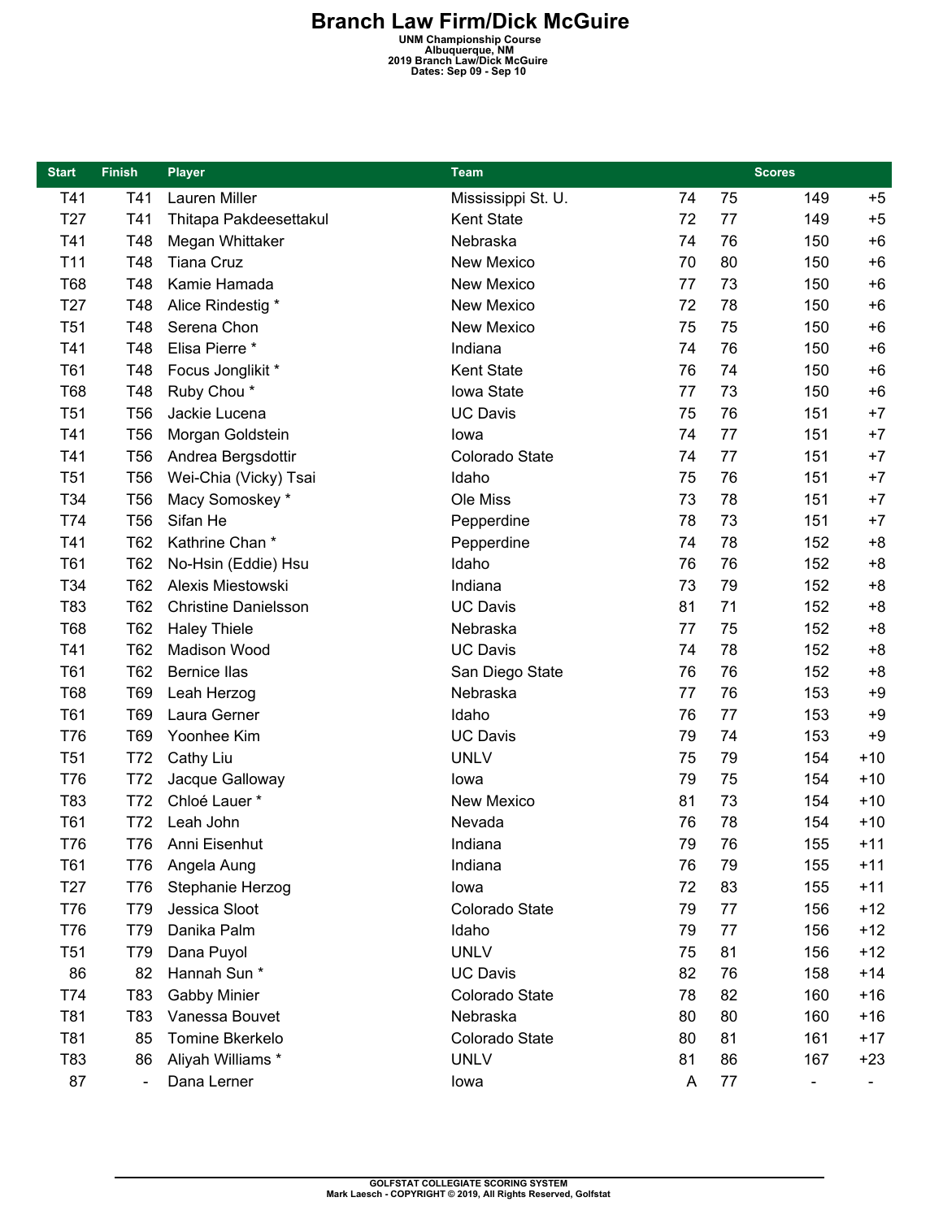# Branch Law Firm/Dick McGuire

**UNM Championship Course**
**Albuquerque, NM**
**2019 Branch Law/Dick McGuire**
**Dates: Sep 09 - Sep 10**

| Start | Finish | Player | Team | Scores | | | |
|---|---|---|---|---|---|---|---|
| T41 | T41 | Lauren Miller | Mississippi St. U. | 74 | 75 | 149 | +5 |
| T27 | T41 | Thitapa Pakdeesettakul | Kent State | 72 | 77 | 149 | +5 |
| T41 | T48 | Megan Whittaker | Nebraska | 74 | 76 | 150 | +6 |
| T11 | T48 | Tiana Cruz | New Mexico | 70 | 80 | 150 | +6 |
| T68 | T48 | Kamie Hamada | New Mexico | 77 | 73 | 150 | +6 |
| T27 | T48 | Alice Rindestig * | New Mexico | 72 | 78 | 150 | +6 |
| T51 | T48 | Serena Chon | New Mexico | 75 | 75 | 150 | +6 |
| T41 | T48 | Elisa Pierre * | Indiana | 74 | 76 | 150 | +6 |
| T61 | T48 | Focus Jonglikit * | Kent State | 76 | 74 | 150 | +6 |
| T68 | T48 | Ruby Chou * | Iowa State | 77 | 73 | 150 | +6 |
| T51 | T56 | Jackie Lucena | UC Davis | 75 | 76 | 151 | +7 |
| T41 | T56 | Morgan Goldstein | Iowa | 74 | 77 | 151 | +7 |
| T41 | T56 | Andrea Bergsdottir | Colorado State | 74 | 77 | 151 | +7 |
| T51 | T56 | Wei-Chia (Vicky) Tsai | Idaho | 75 | 76 | 151 | +7 |
| T34 | T56 | Macy Somoskey * | Ole Miss | 73 | 78 | 151 | +7 |
| T74 | T56 | Sifan He | Pepperdine | 78 | 73 | 151 | +7 |
| T41 | T62 | Kathrine Chan * | Pepperdine | 74 | 78 | 152 | +8 |
| T61 | T62 | No-Hsin (Eddie) Hsu | Idaho | 76 | 76 | 152 | +8 |
| T34 | T62 | Alexis Miestowski | Indiana | 73 | 79 | 152 | +8 |
| T83 | T62 | Christine Danielsson | UC Davis | 81 | 71 | 152 | +8 |
| T68 | T62 | Haley Thiele | Nebraska | 77 | 75 | 152 | +8 |
| T41 | T62 | Madison Wood | UC Davis | 74 | 78 | 152 | +8 |
| T61 | T62 | Bernice Ilas | San Diego State | 76 | 76 | 152 | +8 |
| T68 | T69 | Leah Herzog | Nebraska | 77 | 76 | 153 | +9 |
| T61 | T69 | Laura Gerner | Idaho | 76 | 77 | 153 | +9 |
| T76 | T69 | Yoonhee Kim | UC Davis | 79 | 74 | 153 | +9 |
| T51 | T72 | Cathy Liu | UNLV | 75 | 79 | 154 | +10 |
| T76 | T72 | Jacque Galloway | Iowa | 79 | 75 | 154 | +10 |
| T83 | T72 | Chloé Lauer * | New Mexico | 81 | 73 | 154 | +10 |
| T61 | T72 | Leah John | Nevada | 76 | 78 | 154 | +10 |
| T76 | T76 | Anni Eisenhut | Indiana | 79 | 76 | 155 | +11 |
| T61 | T76 | Angela Aung | Indiana | 76 | 79 | 155 | +11 |
| T27 | T76 | Stephanie Herzog | Iowa | 72 | 83 | 155 | +11 |
| T76 | T79 | Jessica Sloot | Colorado State | 79 | 77 | 156 | +12 |
| T76 | T79 | Danika Palm | Idaho | 79 | 77 | 156 | +12 |
| T51 | T79 | Dana Puyol | UNLV | 75 | 81 | 156 | +12 |
| 86 | 82 | Hannah Sun * | UC Davis | 82 | 76 | 158 | +14 |
| T74 | T83 | Gabby Minier | Colorado State | 78 | 82 | 160 | +16 |
| T81 | T83 | Vanessa Bouvet | Nebraska | 80 | 80 | 160 | +16 |
| T81 | 85 | Tomine Bkerkelo | Colorado State | 80 | 81 | 161 | +17 |
| T83 | 86 | Aliyah Williams * | UNLV | 81 | 86 | 167 | +23 |
| 87 | - | Dana Lerner | Iowa | A | 77 | - | - |

GOLFSTAT COLLEGIATE SCORING SYSTEM
Mark Laesch - COPYRIGHT © 2019, All Rights Reserved, Golfstat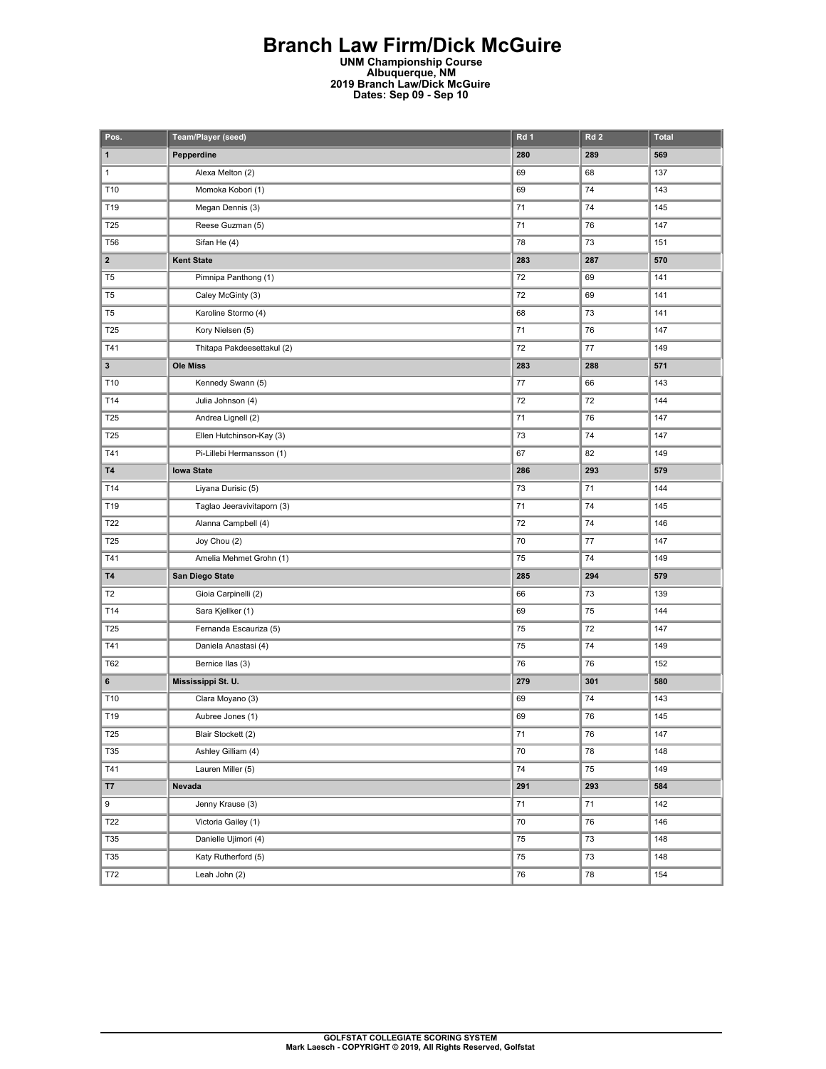# Branch Law Firm/Dick McGuire

**UNM Championship Course**
**Albuquerque, NM**
**2019 Branch Law/Dick McGuire**
**Dates: Sep 09 - Sep 10**

| Pos. | Team/Player (seed) | Rd 1 | Rd 2 | Total |
|---|---|---|---|---|
| **1** | **Pepperdine** | **280** | **289** | **569** |
| 1 | Alexa Melton (2) | 69 | 68 | 137 |
| T10 | Momoka Kobori (1) | 69 | 74 | 143 |
| T19 | Megan Dennis (3) | 71 | 74 | 145 |
| T25 | Reese Guzman (5) | 71 | 76 | 147 |
| T56 | Sifan He (4) | 78 | 73 | 151 |
| **2** | **Kent State** | **283** | **287** | **570** |
| T5 | Pimnipa Panthong (1) | 72 | 69 | 141 |
| T5 | Caley McGinty (3) | 72 | 69 | 141 |
| T5 | Karoline Stormo (4) | 68 | 73 | 141 |
| T25 | Kory Nielsen (5) | 71 | 76 | 147 |
| T41 | Thitapa Pakdeesettakul (2) | 72 | 77 | 149 |
| **3** | **Ole Miss** | **283** | **288** | **571** |
| T10 | Kennedy Swann (5) | 77 | 66 | 143 |
| T14 | Julia Johnson (4) | 72 | 72 | 144 |
| T25 | Andrea Lignell (2) | 71 | 76 | 147 |
| T25 | Ellen Hutchinson-Kay (3) | 73 | 74 | 147 |
| T41 | Pi-Lillebi Hermansson (1) | 67 | 82 | 149 |
| **T4** | **Iowa State** | **286** | **293** | **579** |
| T14 | Liyana Durisic (5) | 73 | 71 | 144 |
| T19 | Taglao Jeeravivitaporn (3) | 71 | 74 | 145 |
| T22 | Alanna Campbell (4) | 72 | 74 | 146 |
| T25 | Joy Chou (2) | 70 | 77 | 147 |
| T41 | Amelia Mehmet Grohn (1) | 75 | 74 | 149 |
| **T4** | **San Diego State** | **285** | **294** | **579** |
| T2 | Gioia Carpinelli (2) | 66 | 73 | 139 |
| T14 | Sara Kjellker (1) | 69 | 75 | 144 |
| T25 | Fernanda Escauriza (5) | 75 | 72 | 147 |
| T41 | Daniela Anastasi (4) | 75 | 74 | 149 |
| T62 | Bernice Ilas (3) | 76 | 76 | 152 |
| **6** | **Mississippi St. U.** | **279** | **301** | **580** |
| T10 | Clara Moyano (3) | 69 | 74 | 143 |
| T19 | Aubree Jones (1) | 69 | 76 | 145 |
| T25 | Blair Stockett (2) | 71 | 76 | 147 |
| T35 | Ashley Gilliam (4) | 70 | 78 | 148 |
| T41 | Lauren Miller (5) | 74 | 75 | 149 |
| **T7** | **Nevada** | **291** | **293** | **584** |
| 9 | Jenny Krause (3) | 71 | 71 | 142 |
| T22 | Victoria Gailey (1) | 70 | 76 | 146 |
| T35 | Danielle Ujimori (4) | 75 | 73 | 148 |
| T35 | Katy Rutherford (5) | 75 | 73 | 148 |
| T72 | Leah John (2) | 76 | 78 | 154 |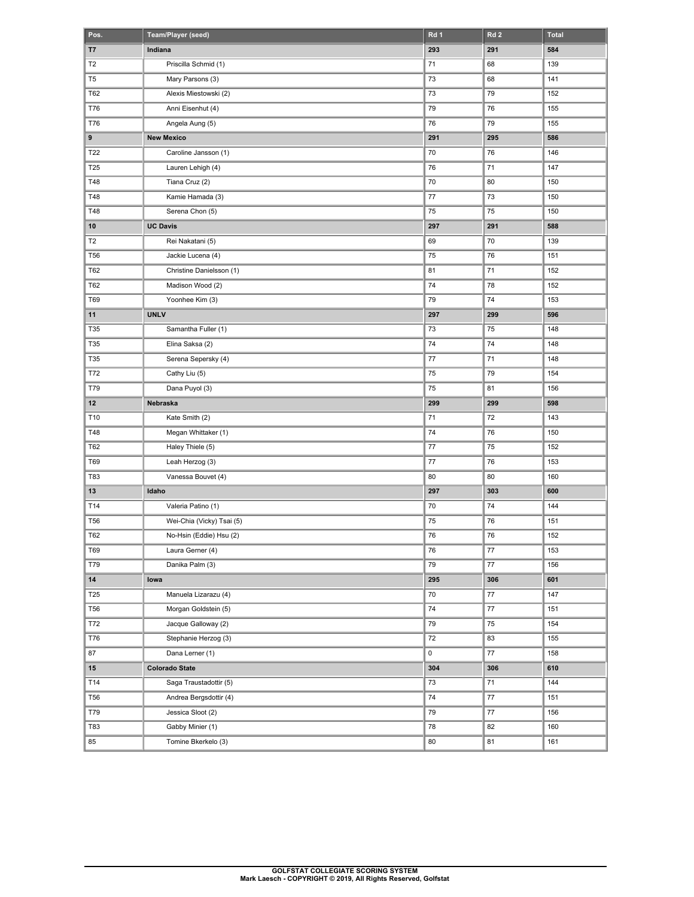| Pos. | Team/Player (seed) | Rd 1 | Rd 2 | Total |
| --- | --- | --- | --- | --- |
| **T7** | **Indiana** | **293** | **291** | **584** |
| T2 | Priscilla Schmid (1) | 71 | 68 | 139 |
| T5 | Mary Parsons (3) | 73 | 68 | 141 |
| T62 | Alexis Miestowski (2) | 73 | 79 | 152 |
| T76 | Anni Eisenhut (4) | 79 | 76 | 155 |
| T76 | Angela Aung (5) | 76 | 79 | 155 |
| **9** | **New Mexico** | **291** | **295** | **586** |
| T22 | Caroline Jansson (1) | 70 | 76 | 146 |
| T25 | Lauren Lehigh (4) | 76 | 71 | 147 |
| T48 | Tiana Cruz (2) | 70 | 80 | 150 |
| T48 | Kamie Hamada (3) | 77 | 73 | 150 |
| T48 | Serena Chon (5) | 75 | 75 | 150 |
| **10** | **UC Davis** | **297** | **291** | **588** |
| T2 | Rei Nakatani (5) | 69 | 70 | 139 |
| T56 | Jackie Lucena (4) | 75 | 76 | 151 |
| T62 | Christine Danielsson (1) | 81 | 71 | 152 |
| T62 | Madison Wood (2) | 74 | 78 | 152 |
| T69 | Yoonhee Kim (3) | 79 | 74 | 153 |
| **11** | **UNLV** | **297** | **299** | **596** |
| T35 | Samantha Fuller (1) | 73 | 75 | 148 |
| T35 | Elina Saksa (2) | 74 | 74 | 148 |
| T35 | Serena Sepersky (4) | 77 | 71 | 148 |
| T72 | Cathy Liu (5) | 75 | 79 | 154 |
| T79 | Dana Puyol (3) | 75 | 81 | 156 |
| **12** | **Nebraska** | **299** | **299** | **598** |
| T10 | Kate Smith (2) | 71 | 72 | 143 |
| T48 | Megan Whittaker (1) | 74 | 76 | 150 |
| T62 | Haley Thiele (5) | 77 | 75 | 152 |
| T69 | Leah Herzog (3) | 77 | 76 | 153 |
| T83 | Vanessa Bouvet (4) | 80 | 80 | 160 |
| **13** | **Idaho** | **297** | **303** | **600** |
| T14 | Valeria Patino (1) | 70 | 74 | 144 |
| T56 | Wei-Chia (Vicky) Tsai (5) | 75 | 76 | 151 |
| T62 | No-Hsin (Eddie) Hsu (2) | 76 | 76 | 152 |
| T69 | Laura Gerner (4) | 76 | 77 | 153 |
| T79 | Danika Palm (3) | 79 | 77 | 156 |
| **14** | **Iowa** | **295** | **306** | **601** |
| T25 | Manuela Lizarazu (4) | 70 | 77 | 147 |
| T56 | Morgan Goldstein (5) | 74 | 77 | 151 |
| T72 | Jacque Galloway (2) | 79 | 75 | 154 |
| T76 | Stephanie Herzog (3) | 72 | 83 | 155 |
| 87 | Dana Lerner (1) | 0 | 77 | 158 |
| **15** | **Colorado State** | **304** | **306** | **610** |
| T14 | Saga Traustadottir (5) | 73 | 71 | 144 |
| T56 | Andrea Bergsdottir (4) | 74 | 77 | 151 |
| T79 | Jessica Sloot (2) | 79 | 77 | 156 |
| T83 | Gabby Minier (1) | 78 | 82 | 160 |
| 85 | Tomine Bkerkelo (3) | 80 | 81 | 161 |

**GOLFSTAT COLLEGIATE SCORING SYSTEM**
**Mark Laesch - COPYRIGHT © 2019, All Rights Reserved, Golfstat**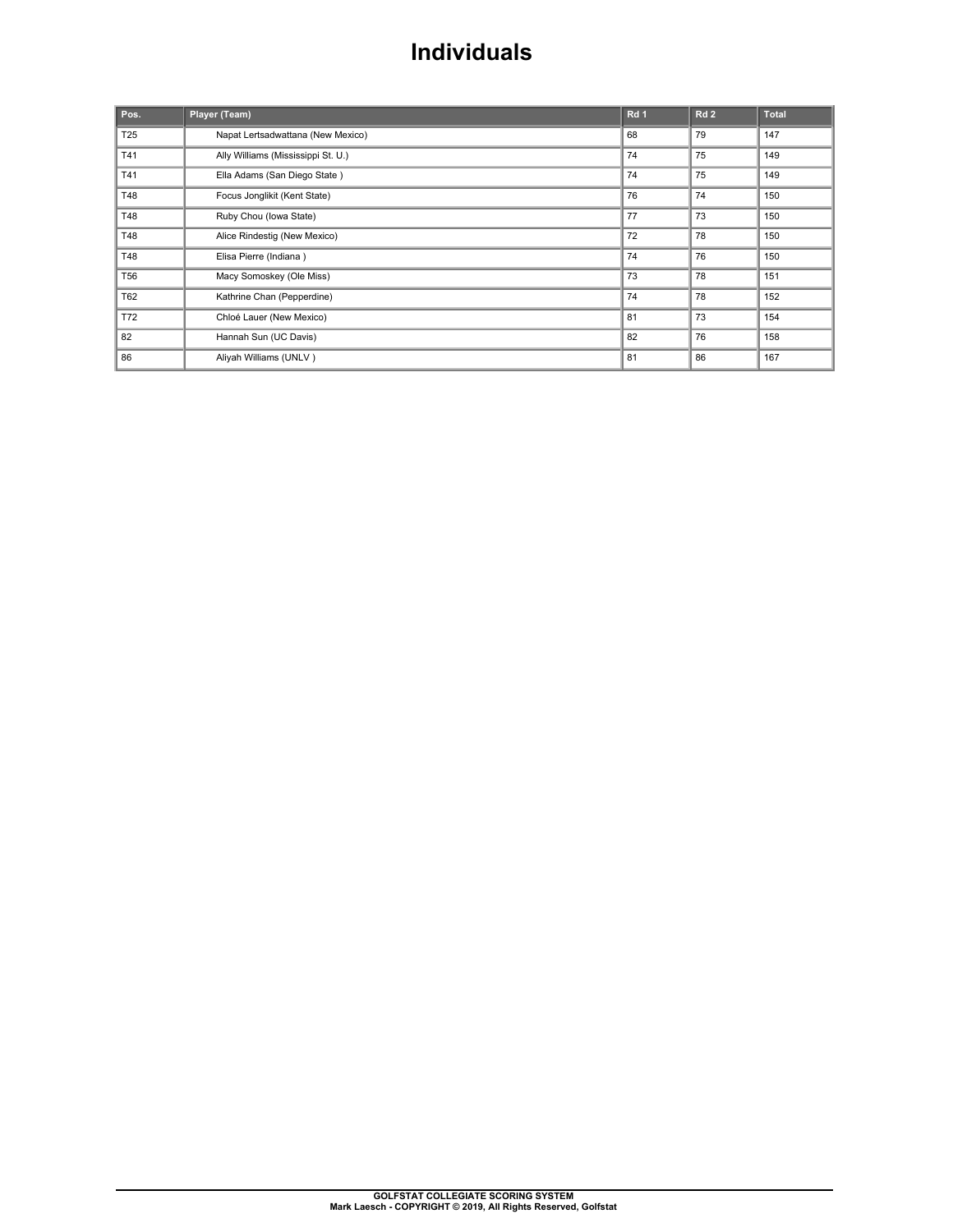# Individuals

| Pos. | Player (Team) | Rd 1 | Rd 2 | Total |
| --- | --- | --- | --- | --- |
| T25 | Napat Lertsadwattana (New Mexico) | 68 | 79 | 147 |
| T41 | Ally Williams (Mississippi St. U.) | 74 | 75 | 149 |
| T41 | Ella Adams (San Diego State ) | 74 | 75 | 149 |
| T48 | Focus Jonglikit (Kent State) | 76 | 74 | 150 |
| T48 | Ruby Chou (Iowa State) | 77 | 73 | 150 |
| T48 | Alice Rindestig (New Mexico) | 72 | 78 | 150 |
| T48 | Elisa Pierre (Indiana ) | 74 | 76 | 150 |
| T56 | Macy Somoskey (Ole Miss) | 73 | 78 | 151 |
| T62 | Kathrine Chan (Pepperdine) | 74 | 78 | 152 |
| T72 | Chloé Lauer (New Mexico) | 81 | 73 | 154 |
| 82 | Hannah Sun (UC Davis) | 82 | 76 | 158 |
| 86 | Aliyah Williams (UNLV ) | 81 | 86 | 167 |

GOLFSTAT COLLEGIATE SCORING SYSTEM
Mark Laesch - COPYRIGHT © 2019, All Rights Reserved, Golfstat